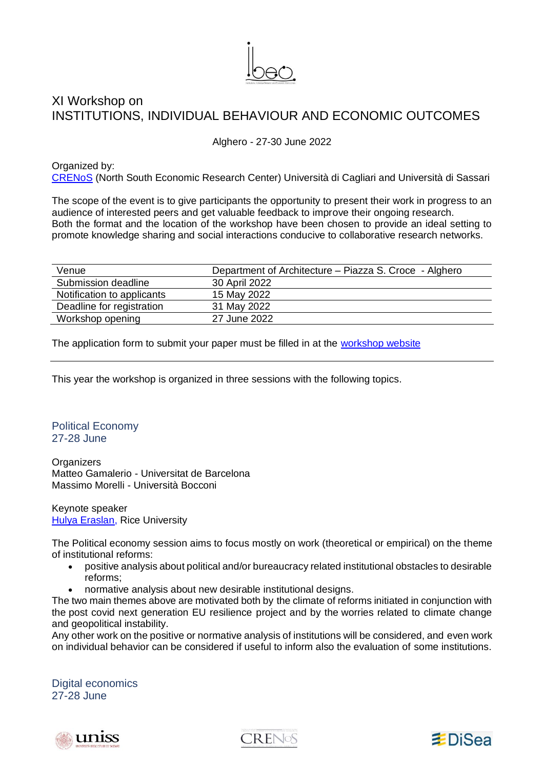# XI Workshop on INSTITUTIONS, INDIVIDUAL BEHAVIOUR AND ECONOMIC OUTCOMES

Alghero - 27-30 June 2022

Organized by:
CRENoS (North South Economic Research Center) Università di Cagliari and Università di Sassari

The scope of the event is to give participants the opportunity to present their work in progress to an audience of interested peers and get valuable feedback to improve their ongoing research.
Both the format and the location of the workshop have been chosen to provide an ideal setting to promote knowledge sharing and social interactions conducive to collaborative research networks.

| Venue | Department of Architecture – Piazza S. Croce - Alghero |
|---|---|
| Submission deadline | 30 April 2022 |
| Notification to applicants | 15 May 2022 |
| Deadline for registration | 31 May 2022 |
| Workshop opening | 27 June 2022 |

The application form to submit your paper must be filled in at the workshop website

This year the workshop is organized in three sessions with the following topics.

## Political Economy
27-28 June

Organizers
Matteo Gamalerio - Universitat de Barcelona
Massimo Morelli - Università Bocconi

Keynote speaker
Hulya Eraslan, Rice University

The Political economy session aims to focus mostly on work (theoretical or empirical) on the theme of institutional reforms:

- positive analysis about political and/or bureaucracy related institutional obstacles to desirable reforms;
- normative analysis about new desirable institutional designs.

The two main themes above are motivated both by the climate of reforms initiated in conjunction with the post covid next generation EU resilience project and by the worries related to climate change and geopolitical instability.
Any other work on the positive or normative analysis of institutions will be considered, and even work on individual behavior can be considered if useful to inform also the evaluation of some institutions.

## Digital economics
27-28 June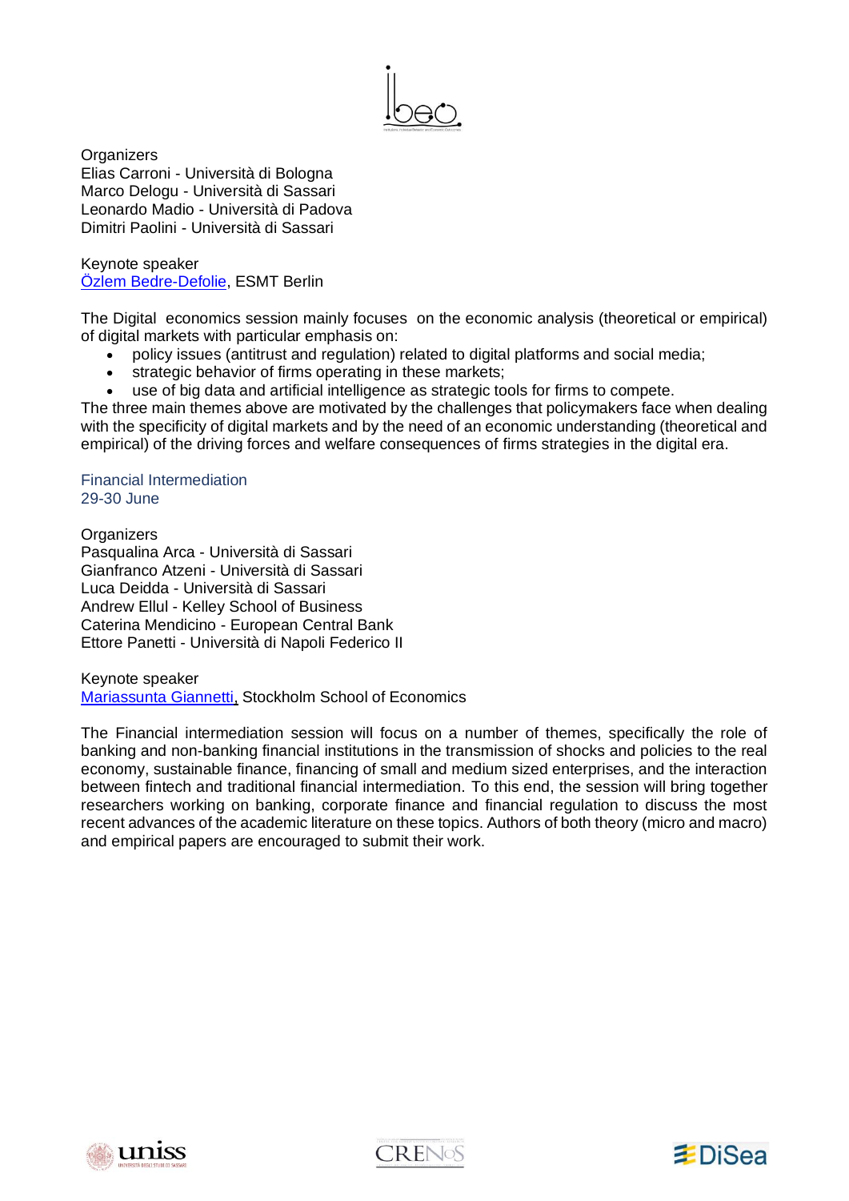Organizers
Elias Carroni - Università di Bologna
Marco Delogu - Università di Sassari
Leonardo Madio - Università di Padova
Dimitri Paolini - Università di Sassari

Keynote speaker
Özlem Bedre-Defolie, ESMT Berlin

The Digital economics session mainly focuses on the economic analysis (theoretical or empirical) of digital markets with particular emphasis on:

- policy issues (antitrust and regulation) related to digital platforms and social media;
- strategic behavior of firms operating in these markets;
- use of big data and artificial intelligence as strategic tools for firms to compete.

The three main themes above are motivated by the challenges that policymakers face when dealing with the specificity of digital markets and by the need of an economic understanding (theoretical and empirical) of the driving forces and welfare consequences of firms strategies in the digital era.

## Financial Intermediation
29-30 June

Organizers
Pasqualina Arca - Università di Sassari
Gianfranco Atzeni - Università di Sassari
Luca Deidda - Università di Sassari
Andrew Ellul - Kelley School of Business
Caterina Mendicino - European Central Bank
Ettore Panetti - Università di Napoli Federico II

Keynote speaker
Mariassunta Giannetti, Stockholm School of Economics

The Financial intermediation session will focus on a number of themes, specifically the role of banking and non-banking financial institutions in the transmission of shocks and policies to the real economy, sustainable finance, financing of small and medium sized enterprises, and the interaction between fintech and traditional financial intermediation. To this end, the session will bring together researchers working on banking, corporate finance and financial regulation to discuss the most recent advances of the academic literature on these topics. Authors of both theory (micro and macro) and empirical papers are encouraged to submit their work.